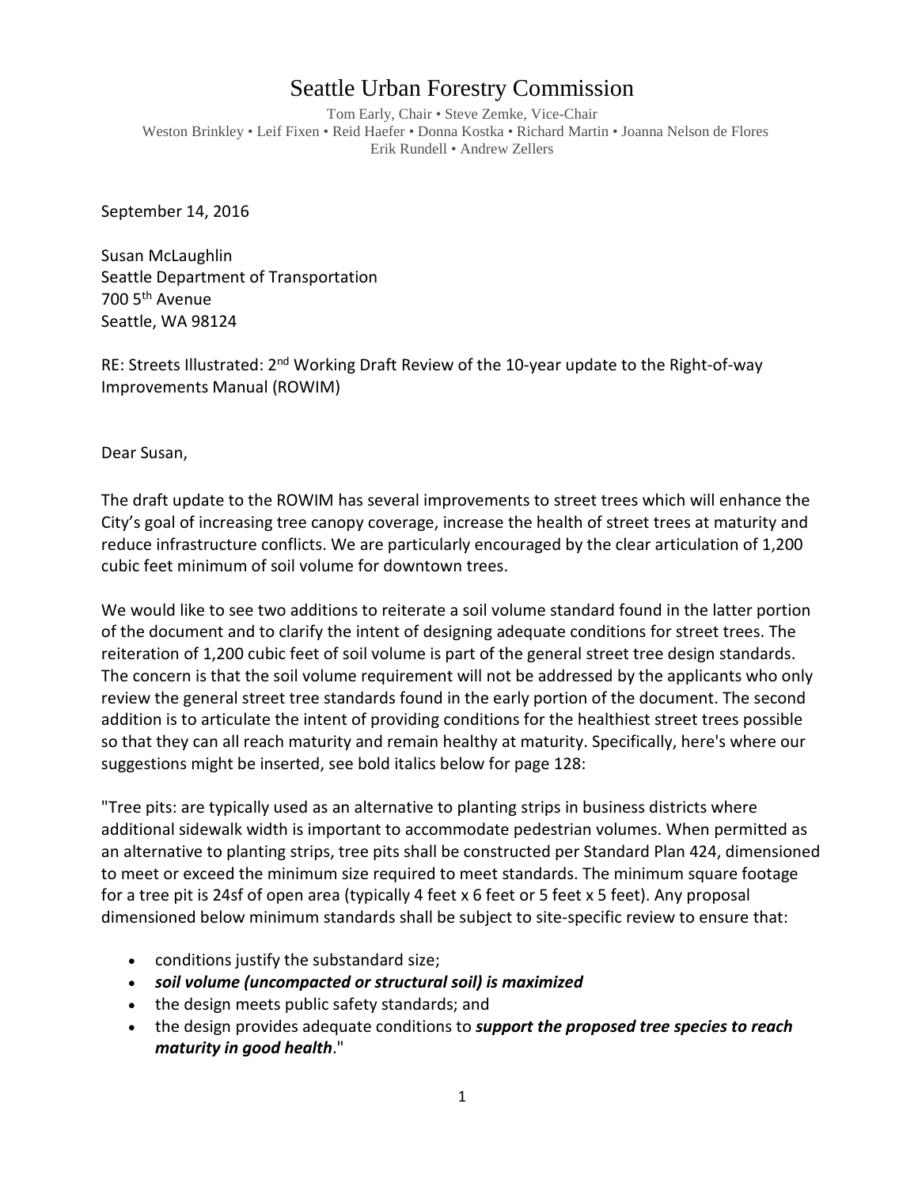# Seattle Urban Forestry Commission

Tom Early, Chair • Steve Zemke, Vice-Chair
Weston Brinkley • Leif Fixen • Reid Haefer • Donna Kostka • Richard Martin • Joanna Nelson de Flores
Erik Rundell • Andrew Zellers

September 14, 2016

Susan McLaughlin
Seattle Department of Transportation
700 5th Avenue
Seattle, WA 98124

RE: Streets Illustrated: 2nd Working Draft Review of the 10-year update to the Right-of-way Improvements Manual (ROWIM)

Dear Susan,

The draft update to the ROWIM has several improvements to street trees which will enhance the City's goal of increasing tree canopy coverage, increase the health of street trees at maturity and reduce infrastructure conflicts. We are particularly encouraged by the clear articulation of 1,200 cubic feet minimum of soil volume for downtown trees.

We would like to see two additions to reiterate a soil volume standard found in the latter portion of the document and to clarify the intent of designing adequate conditions for street trees. The reiteration of 1,200 cubic feet of soil volume is part of the general street tree design standards. The concern is that the soil volume requirement will not be addressed by the applicants who only review the general street tree standards found in the early portion of the document. The second addition is to articulate the intent of providing conditions for the healthiest street trees possible so that they can all reach maturity and remain healthy at maturity. Specifically, here's where our suggestions might be inserted, see bold italics below for page 128:

"Tree pits: are typically used as an alternative to planting strips in business districts where additional sidewalk width is important to accommodate pedestrian volumes. When permitted as an alternative to planting strips, tree pits shall be constructed per Standard Plan 424, dimensioned to meet or exceed the minimum size required to meet standards. The minimum square footage for a tree pit is 24sf of open area (typically 4 feet x 6 feet or 5 feet x 5 feet). Any proposal dimensioned below minimum standards shall be subject to site-specific review to ensure that:

- conditions justify the substandard size;
- ***soil volume (uncompacted or structural soil) is maximized***
- the design meets public safety standards; and
- the design provides adequate conditions to ***support the proposed tree species to reach maturity in good health***."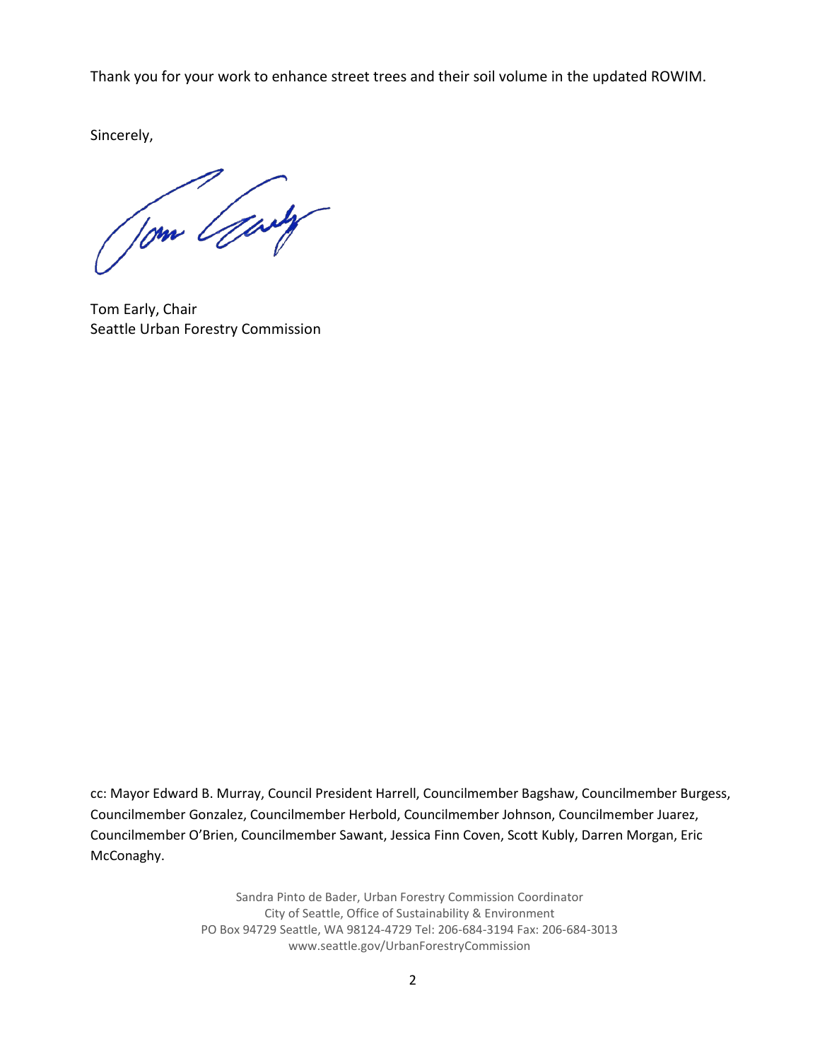Thank you for your work to enhance street trees and their soil volume in the updated ROWIM.

Sincerely,

Tom Early, Chair
Seattle Urban Forestry Commission

cc: Mayor Edward B. Murray, Council President Harrell, Councilmember Bagshaw, Councilmember Burgess, Councilmember Gonzalez, Councilmember Herbold, Councilmember Johnson, Councilmember Juarez, Councilmember O'Brien, Councilmember Sawant, Jessica Finn Coven, Scott Kubly, Darren Morgan, Eric McConaghy.

Sandra Pinto de Bader, Urban Forestry Commission Coordinator
City of Seattle, Office of Sustainability & Environment
PO Box 94729 Seattle, WA 98124-4729 Tel: 206-684-3194 Fax: 206-684-3013
www.seattle.gov/UrbanForestryCommission